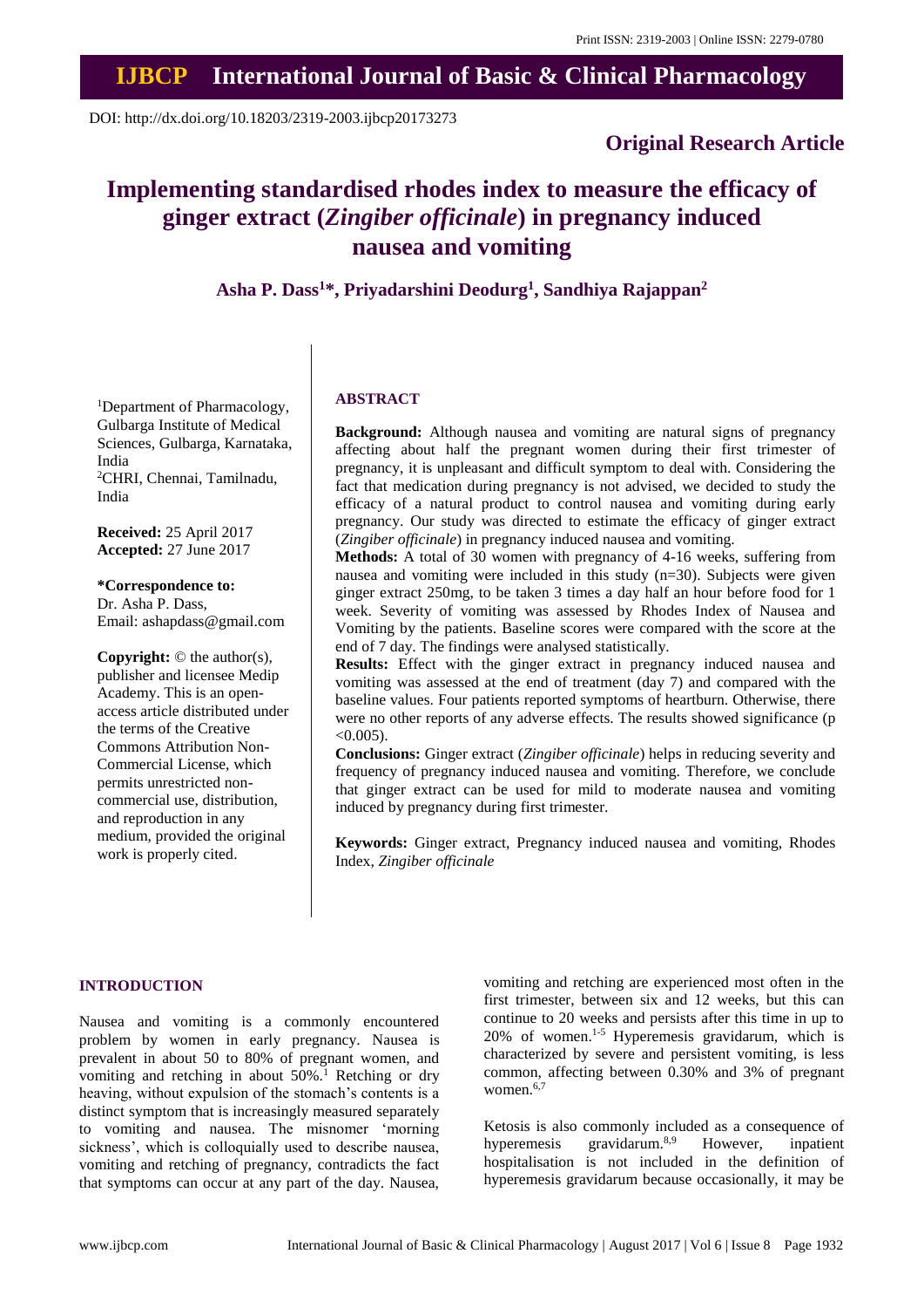Print ISSN: 2319-2003 | Online ISSN: 2279-0780

# IJBCP International Journal of Basic & Clinical Pharmacology

DOI: http://dx.doi.org/10.18203/2319-2003.ijbcp20173273

**Original Research Article**

# Implementing standardised rhodes index to measure the efficacy of ginger extract (*Zingiber officinale*) in pregnancy induced nausea and vomiting

**Asha P. Dass[1]*, Priyadarshini Deodurg[1], Sandhiya Rajappan[2]**

[1]Department of Pharmacology, Gulbarga Institute of Medical Sciences, Gulbarga, Karnataka, India
[2]CHRI, Chennai, Tamilnadu, India

**Received:** 25 April 2017
**Accepted:** 27 June 2017

**\*Correspondence to:**
Dr. Asha P. Dass,
Email: ashapdass@gmail.com

**Copyright:** © the author(s), publisher and licensee Medip Academy. This is an open-access article distributed under the terms of the Creative Commons Attribution Non-Commercial License, which permits unrestricted non-commercial use, distribution, and reproduction in any medium, provided the original work is properly cited.

## ABSTRACT

**Background:** Although nausea and vomiting are natural signs of pregnancy affecting about half the pregnant women during their first trimester of pregnancy, it is unpleasant and difficult symptom to deal with. Considering the fact that medication during pregnancy is not advised, we decided to study the efficacy of a natural product to control nausea and vomiting during early pregnancy. Our study was directed to estimate the efficacy of ginger extract (*Zingiber officinale*) in pregnancy induced nausea and vomiting.

**Methods:** A total of 30 women with pregnancy of 4-16 weeks, suffering from nausea and vomiting were included in this study (n=30). Subjects were given ginger extract 250mg, to be taken 3 times a day half an hour before food for 1 week. Severity of vomiting was assessed by Rhodes Index of Nausea and Vomiting by the patients. Baseline scores were compared with the score at the end of 7 day. The findings were analysed statistically.

**Results:** Effect with the ginger extract in pregnancy induced nausea and vomiting was assessed at the end of treatment (day 7) and compared with the baseline values. Four patients reported symptoms of heartburn. Otherwise, there were no other reports of any adverse effects. The results showed significance ($p < 0.005$).

**Conclusions:** Ginger extract (*Zingiber officinale*) helps in reducing severity and frequency of pregnancy induced nausea and vomiting. Therefore, we conclude that ginger extract can be used for mild to moderate nausea and vomiting induced by pregnancy during first trimester.

**Keywords:** Ginger extract, Pregnancy induced nausea and vomiting, Rhodes Index, *Zingiber officinale*

## INTRODUCTION

Nausea and vomiting is a commonly encountered problem by women in early pregnancy. Nausea is prevalent in about 50 to 80% of pregnant women, and vomiting and retching in about 50%.[1] Retching or dry heaving, without expulsion of the stomach's contents is a distinct symptom that is increasingly measured separately to vomiting and nausea. The misnomer 'morning sickness', which is colloquially used to describe nausea, vomiting and retching of pregnancy, contradicts the fact that symptoms can occur at any part of the day. Nausea, vomiting and retching are experienced most often in the first trimester, between six and 12 weeks, but this can continue to 20 weeks and persists after this time in up to 20% of women.[1-5] Hyperemesis gravidarum, which is characterized by severe and persistent vomiting, is less common, affecting between 0.30% and 3% of pregnant women.[6,7]

Ketosis is also commonly included as a consequence of hyperemesis gravidarum.[8,9] However, inpatient hospitalisation is not included in the definition of hyperemesis gravidarum because occasionally, it may be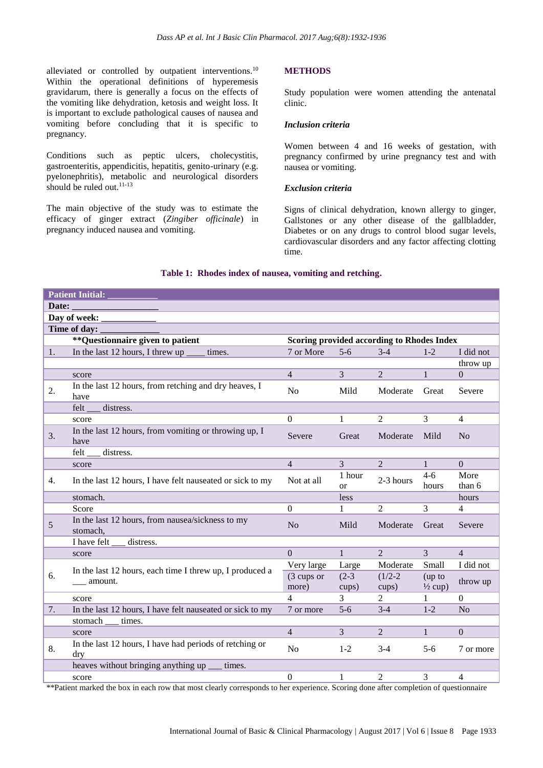alleviated or controlled by outpatient interventions.[10] Within the operational definitions of hyperemesis gravidarum, there is generally a focus on the effects of the vomiting like dehydration, ketosis and weight loss. It is important to exclude pathological causes of nausea and vomiting before concluding that it is specific to pregnancy.

Conditions such as peptic ulcers, cholecystitis, gastroenteritis, appendicitis, hepatitis, genito-urinary (e.g. pyelonephritis), metabolic and neurological disorders should be ruled out.[11-13]

The main objective of the study was to estimate the efficacy of ginger extract (*Zingiber officinale*) in pregnancy induced nausea and vomiting.

## METHODS

Study population were women attending the antenatal clinic.

### Inclusion criteria

Women between 4 and 16 weeks of gestation, with pregnancy confirmed by urine pregnancy test and with nausea or vomiting.

### Exclusion criteria

Signs of clinical dehydration, known allergy to ginger, Gallstones or any other disease of the gallbladder, Diabetes or on any drugs to control blood sugar levels, cardiovascular disorders and any factor affecting clotting time.

**Table 1: Rhodes index of nausea, vomiting and retching.**

| | **Patient Initial: ___________** | | | | | |
|---|---|---|---|---|---|---|
| | **Date: ___________________** | | | | | |
| | **Day of week: ____________** | | | | | |
| | **Time of day: _____________** | | | | | |
| | **\*\*Questionnaire given to patient** | **Scoring provided according to Rhodes Index** | | | | |
| 1. | In the last 12 hours, I threw up ____ times. | 7 or More | 5-6 | 3-4 | 1-2 | I did not throw up |
| | score | 4 | 3 | 2 | 1 | 0 |
| 2. | In the last 12 hours, from retching and dry heaves, I have felt ___ distress. | No | Mild | Moderate | Great | Severe |
| | score | 0 | 1 | 2 | 3 | 4 |
| 3. | In the last 12 hours, from vomiting or throwing up, I have felt ___ distress. | Severe | Great | Moderate | Mild | No |
| | score | 4 | 3 | 2 | 1 | 0 |
| 4. | In the last 12 hours, I have felt nauseated or sick to my stomach. | Not at all | 1 hour or less | 2-3 hours | 4-6 hours | More than 6 hours |
| | Score | 0 | 1 | 2 | 3 | 4 |
| 5 | In the last 12 hours, from nausea/sickness to my stomach, I have felt ___ distress. | No | Mild | Moderate | Great | Severe |
| | score | 0 | 1 | 2 | 3 | 4 |
| 6. | In the last 12 hours, each time I threw up, I produced a ___ amount. | Very large (3 cups or more) | Large (2-3 cups) | Moderate (1/2-2 cups) | Small (up to ½ cup) | I did not throw up |
| | score | 4 | 3 | 2 | 1 | 0 |
| 7. | In the last 12 hours, I have felt nauseated or sick to my stomach ___ times. | 7 or more | 5-6 | 3-4 | 1-2 | No |
| | score | 4 | 3 | 2 | 1 | 0 |
| 8. | In the last 12 hours, I have had periods of retching or dry heaves without bringing anything up ___ times. | No | 1-2 | 3-4 | 5-6 | 7 or more |
| | score | 0 | 1 | 2 | 3 | 4 |

\*\*Patient marked the box in each row that most clearly corresponds to her experience. Scoring done after completion of questionnaire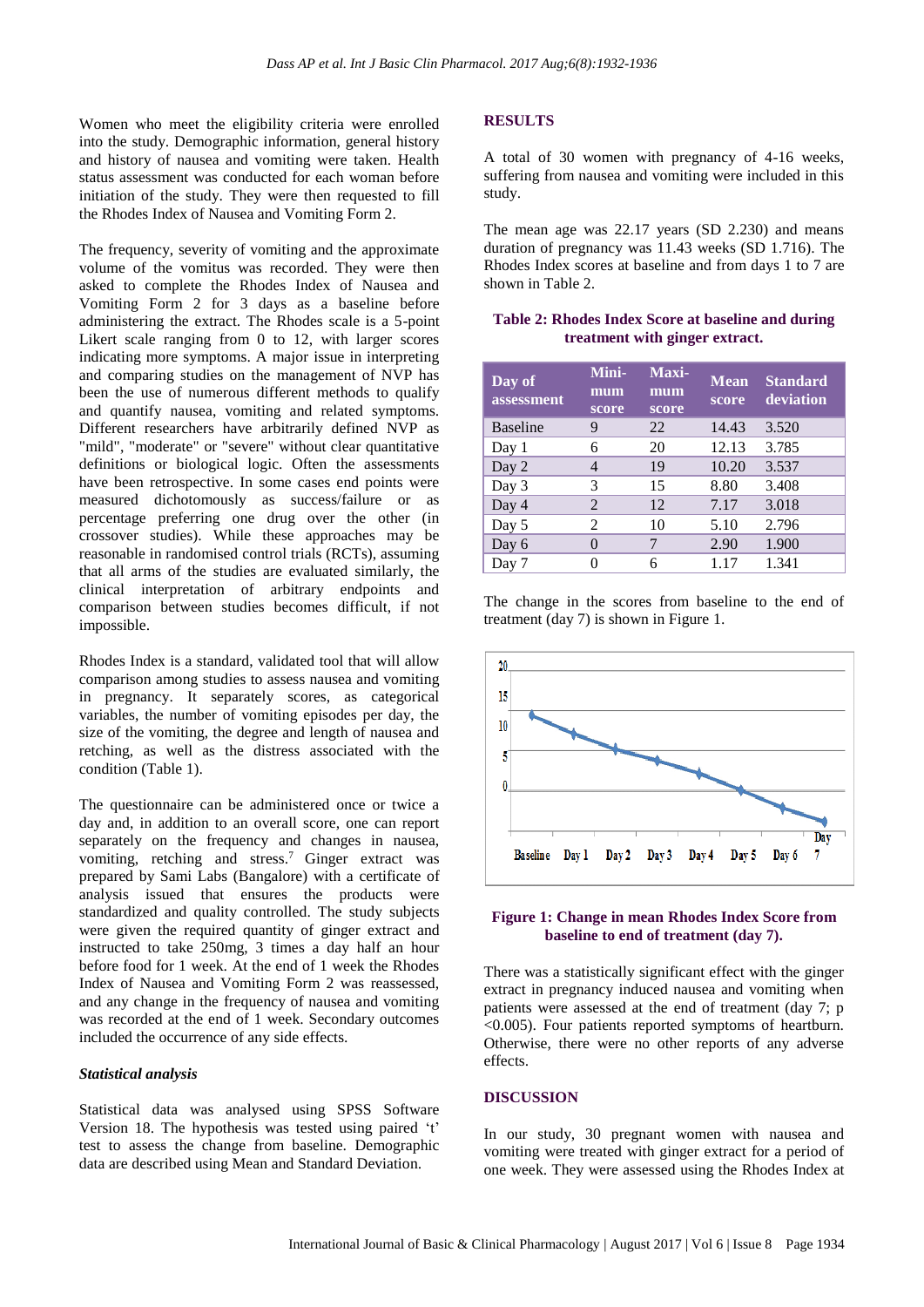Women who meet the eligibility criteria were enrolled into the study. Demographic information, general history and history of nausea and vomiting were taken. Health status assessment was conducted for each woman before initiation of the study. They were then requested to fill the Rhodes Index of Nausea and Vomiting Form 2.

The frequency, severity of vomiting and the approximate volume of the vomitus was recorded. They were then asked to complete the Rhodes Index of Nausea and Vomiting Form 2 for 3 days as a baseline before administering the extract. The Rhodes scale is a 5-point Likert scale ranging from 0 to 12, with larger scores indicating more symptoms. A major issue in interpreting and comparing studies on the management of NVP has been the use of numerous different methods to qualify and quantify nausea, vomiting and related symptoms. Different researchers have arbitrarily defined NVP as "mild", "moderate" or "severe" without clear quantitative definitions or biological logic. Often the assessments have been retrospective. In some cases end points were measured dichotomously as success/failure or as percentage preferring one drug over the other (in crossover studies). While these approaches may be reasonable in randomised control trials (RCTs), assuming that all arms of the studies are evaluated similarly, the clinical interpretation of arbitrary endpoints and comparison between studies becomes difficult, if not impossible.

Rhodes Index is a standard, validated tool that will allow comparison among studies to assess nausea and vomiting in pregnancy. It separately scores, as categorical variables, the number of vomiting episodes per day, the size of the vomiting, the degree and length of nausea and retching, as well as the distress associated with the condition (Table 1).

The questionnaire can be administered once or twice a day and, in addition to an overall score, one can report separately on the frequency and changes in nausea, vomiting, retching and stress.[7] Ginger extract was prepared by Sami Labs (Bangalore) with a certificate of analysis issued that ensures the products were standardized and quality controlled. The study subjects were given the required quantity of ginger extract and instructed to take 250mg, 3 times a day half an hour before food for 1 week. At the end of 1 week the Rhodes Index of Nausea and Vomiting Form 2 was reassessed, and any change in the frequency of nausea and vomiting was recorded at the end of 1 week. Secondary outcomes included the occurrence of any side effects.

### *Statistical analysis*

Statistical data was analysed using SPSS Software Version 18. The hypothesis was tested using paired 't' test to assess the change from baseline. Demographic data are described using Mean and Standard Deviation.

## RESULTS

A total of 30 women with pregnancy of 4-16 weeks, suffering from nausea and vomiting were included in this study.

The mean age was 22.17 years (SD 2.230) and means duration of pregnancy was 11.43 weeks (SD 1.716). The Rhodes Index scores at baseline and from days 1 to 7 are shown in Table 2.

**Table 2: Rhodes Index Score at baseline and during treatment with ginger extract.**

| Day of assessment | Minimum score | Maximum score | Mean score | Standard deviation |
|---|---|---|---|---|
| Baseline | 9 | 22 | 14.43 | 3.520 |
| Day 1 | 6 | 20 | 12.13 | 3.785 |
| Day 2 | 4 | 19 | 10.20 | 3.537 |
| Day 3 | 3 | 15 | 8.80 | 3.408 |
| Day 4 | 2 | 12 | 7.17 | 3.018 |
| Day 5 | 2 | 10 | 5.10 | 2.796 |
| Day 6 | 0 | 7 | 2.90 | 1.900 |
| Day 7 | 0 | 6 | 1.17 | 1.341 |

The change in the scores from baseline to the end of treatment (day 7) is shown in Figure 1.

**Figure 1: Change in mean Rhodes Index Score from baseline to end of treatment (day 7).**

There was a statistically significant effect with the ginger extract in pregnancy induced nausea and vomiting when patients were assessed at the end of treatment (day 7; p <0.005). Four patients reported symptoms of heartburn. Otherwise, there were no other reports of any adverse effects.

## DISCUSSION

In our study, 30 pregnant women with nausea and vomiting were treated with ginger extract for a period of one week. They were assessed using the Rhodes Index at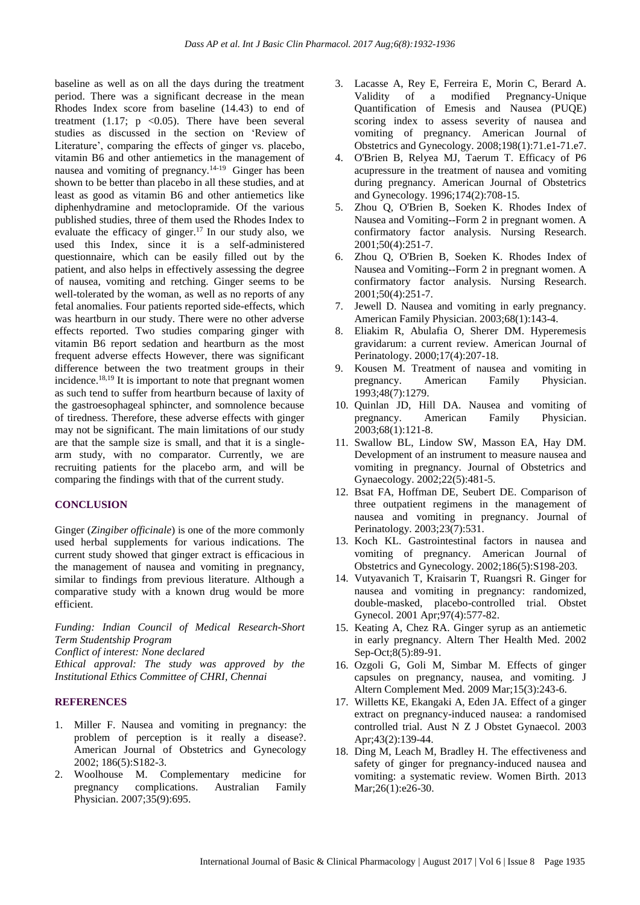baseline as well as on all the days during the treatment period. There was a significant decrease in the mean Rhodes Index score from baseline (14.43) to end of treatment (1.17; $p < 0.05$). There have been several studies as discussed in the section on 'Review of Literature', comparing the effects of ginger vs. placebo, vitamin B6 and other antiemetics in the management of nausea and vomiting of pregnancy.[14-19] Ginger has been shown to be better than placebo in all these studies, and at least as good as vitamin B6 and other antiemetics like diphenhydramine and metoclopramide. Of the various published studies, three of them used the Rhodes Index to evaluate the efficacy of ginger.[17] In our study also, we used this Index, since it is a self-administered questionnaire, which can be easily filled out by the patient, and also helps in effectively assessing the degree of nausea, vomiting and retching. Ginger seems to be well-tolerated by the woman, as well as no reports of any fetal anomalies. Four patients reported side-effects, which was heartburn in our study. There were no other adverse effects reported. Two studies comparing ginger with vitamin B6 report sedation and heartburn as the most frequent adverse effects However, there was significant difference between the two treatment groups in their incidence.[18,19] It is important to note that pregnant women as such tend to suffer from heartburn because of laxity of the gastroesophageal sphincter, and somnolence because of tiredness. Therefore, these adverse effects with ginger may not be significant. The main limitations of our study are that the sample size is small, and that it is a single-arm study, with no comparator. Currently, we are recruiting patients for the placebo arm, and will be comparing the findings with that of the current study.

## CONCLUSION

Ginger (*Zingiber officinale*) is one of the more commonly used herbal supplements for various indications. The current study showed that ginger extract is efficacious in the management of nausea and vomiting in pregnancy, similar to findings from previous literature. Although a comparative study with a known drug would be more efficient.

*Funding: Indian Council of Medical Research-Short Term Studentship Program*
*Conflict of interest: None declared*
*Ethical approval: The study was approved by the Institutional Ethics Committee of CHRI, Chennai*

## REFERENCES

1. Miller F. Nausea and vomiting in pregnancy: the problem of perception is it really a disease?. American Journal of Obstetrics and Gynecology 2002; 186(5):S182-3.
2. Woolhouse M. Complementary medicine for pregnancy complications. Australian Family Physician. 2007;35(9):695.
3. Lacasse A, Rey E, Ferreira E, Morin C, Berard A. Validity of a modified Pregnancy-Unique Quantification of Emesis and Nausea (PUQE) scoring index to assess severity of nausea and vomiting of pregnancy. American Journal of Obstetrics and Gynecology. 2008;198(1):71.e1-71.e7.
4. O'Brien B, Relyea MJ, Taerum T. Efficacy of P6 acupressure in the treatment of nausea and vomiting during pregnancy. American Journal of Obstetrics and Gynecology. 1996;174(2):708-15.
5. Zhou Q, O'Brien B, Soeken K. Rhodes Index of Nausea and Vomiting--Form 2 in pregnant women. A confirmatory factor analysis. Nursing Research. 2001;50(4):251-7.
6. Zhou Q, O'Brien B, Soeken K. Rhodes Index of Nausea and Vomiting--Form 2 in pregnant women. A confirmatory factor analysis. Nursing Research. 2001;50(4):251-7.
7. Jewell D. Nausea and vomiting in early pregnancy. American Family Physician. 2003;68(1):143-4.
8. Eliakim R, Abulafia O, Sherer DM. Hyperemesis gravidarum: a current review. American Journal of Perinatology. 2000;17(4):207-18.
9. Kousen M. Treatment of nausea and vomiting in pregnancy. American Family Physician. 1993;48(7):1279.
10. Quinlan JD, Hill DA. Nausea and vomiting of pregnancy. American Family Physician. 2003;68(1):121-8.
11. Swallow BL, Lindow SW, Masson EA, Hay DM. Development of an instrument to measure nausea and vomiting in pregnancy. Journal of Obstetrics and Gynaecology. 2002;22(5):481-5.
12. Bsat FA, Hoffman DE, Seubert DE. Comparison of three outpatient regimens in the management of nausea and vomiting in pregnancy. Journal of Perinatology. 2003;23(7):531.
13. Koch KL. Gastrointestinal factors in nausea and vomiting of pregnancy. American Journal of Obstetrics and Gynecology. 2002;186(5):S198-203.
14. Vutyavanich T, Kraisarin T, Ruangsri R. Ginger for nausea and vomiting in pregnancy: randomized, double-masked, placebo-controlled trial. Obstet Gynecol. 2001 Apr;97(4):577-82.
15. Keating A, Chez RA. Ginger syrup as an antiemetic in early pregnancy. Altern Ther Health Med. 2002 Sep-Oct;8(5):89-91.
16. Ozgoli G, Goli M, Simbar M. Effects of ginger capsules on pregnancy, nausea, and vomiting. J Altern Complement Med. 2009 Mar;15(3):243-6.
17. Willetts KE, Ekangaki A, Eden JA. Effect of a ginger extract on pregnancy-induced nausea: a randomised controlled trial. Aust N Z J Obstet Gynaecol. 2003 Apr;43(2):139-44.
18. Ding M, Leach M, Bradley H. The effectiveness and safety of ginger for pregnancy-induced nausea and vomiting: a systematic review. Women Birth. 2013 Mar;26(1):e26-30.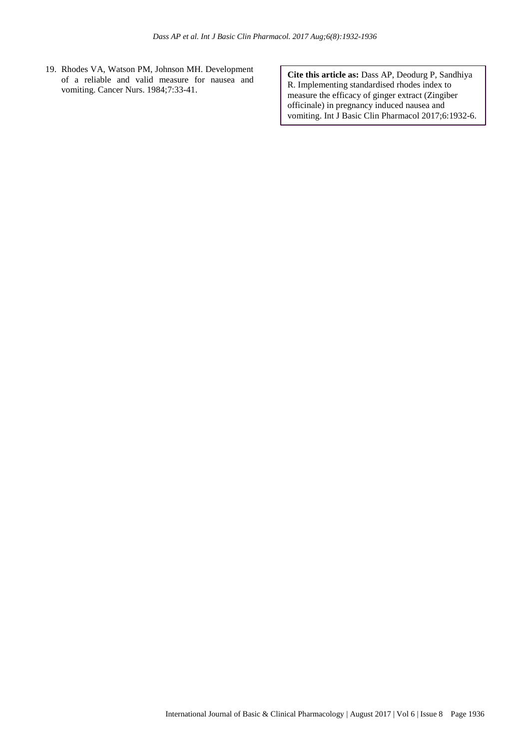19. Rhodes VA, Watson PM, Johnson MH. Development of a reliable and valid measure for nausea and vomiting. Cancer Nurs. 1984;7:33-41.

**Cite this article as:** Dass AP, Deodurg P, Sandhiya R. Implementing standardised rhodes index to measure the efficacy of ginger extract (Zingiber officinale) in pregnancy induced nausea and vomiting. Int J Basic Clin Pharmacol 2017;6:1932-6.